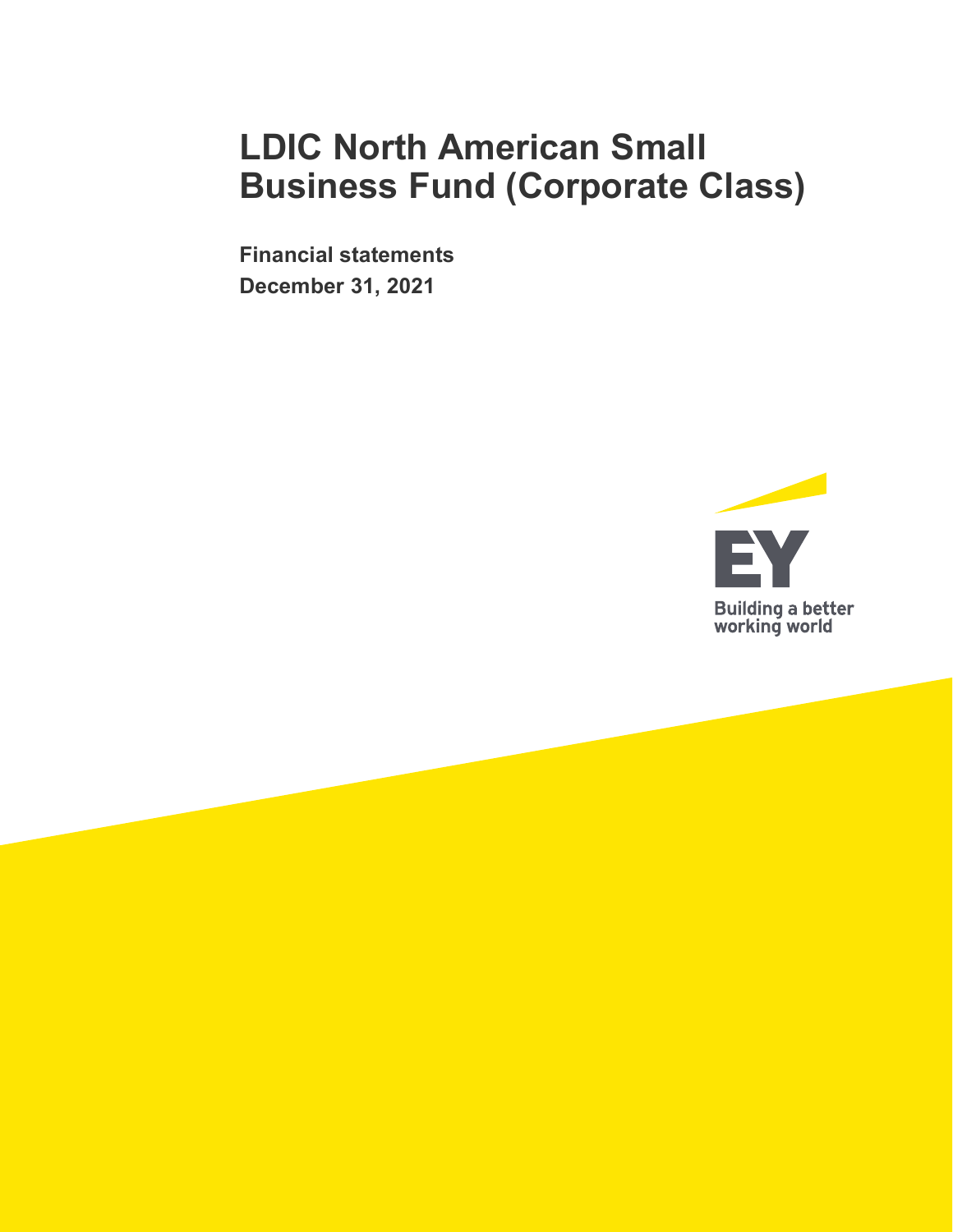# LDIC North American Small Business Fund (Corporate Class)

**Financial statements**
**December 31, 2021**

EY

Building a better working world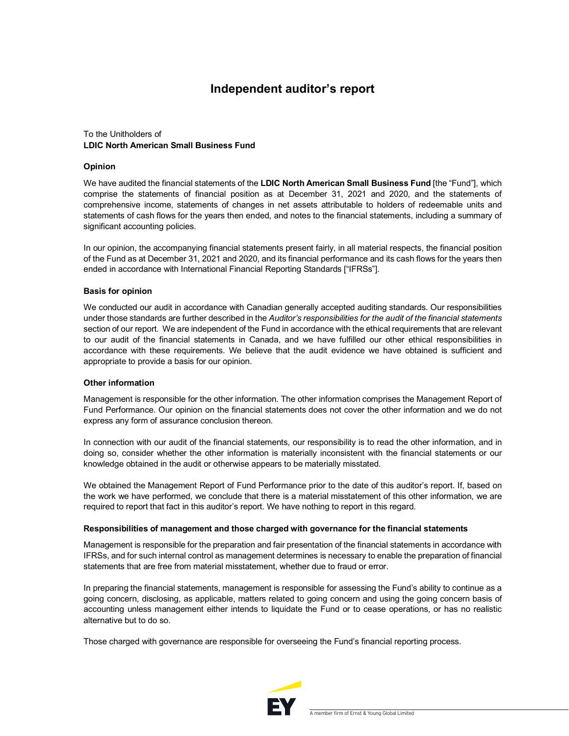# Independent auditor's report

To the Unitholders of
**LDIC North American Small Business Fund**

### Opinion

We have audited the financial statements of the **LDIC North American Small Business Fund** [the "Fund"], which comprise the statements of financial position as at December 31, 2021 and 2020, and the statements of comprehensive income, statements of changes in net assets attributable to holders of redeemable units and statements of cash flows for the years then ended, and notes to the financial statements, including a summary of significant accounting policies.

In our opinion, the accompanying financial statements present fairly, in all material respects, the financial position of the Fund as at December 31, 2021 and 2020, and its financial performance and its cash flows for the years then ended in accordance with International Financial Reporting Standards ["IFRSs"].

### Basis for opinion

We conducted our audit in accordance with Canadian generally accepted auditing standards. Our responsibilities under those standards are further described in the *Auditor's responsibilities for the audit of the financial statements* section of our report. We are independent of the Fund in accordance with the ethical requirements that are relevant to our audit of the financial statements in Canada, and we have fulfilled our other ethical responsibilities in accordance with these requirements. We believe that the audit evidence we have obtained is sufficient and appropriate to provide a basis for our opinion.

### Other information

Management is responsible for the other information. The other information comprises the Management Report of Fund Performance. Our opinion on the financial statements does not cover the other information and we do not express any form of assurance conclusion thereon.

In connection with our audit of the financial statements, our responsibility is to read the other information, and in doing so, consider whether the other information is materially inconsistent with the financial statements or our knowledge obtained in the audit or otherwise appears to be materially misstated.

We obtained the Management Report of Fund Performance prior to the date of this auditor's report. If, based on the work we have performed, we conclude that there is a material misstatement of this other information, we are required to report that fact in this auditor's report. We have nothing to report in this regard.

### Responsibilities of management and those charged with governance for the financial statements

Management is responsible for the preparation and fair presentation of the financial statements in accordance with IFRSs, and for such internal control as management determines is necessary to enable the preparation of financial statements that are free from material misstatement, whether due to fraud or error.

In preparing the financial statements, management is responsible for assessing the Fund's ability to continue as a going concern, disclosing, as applicable, matters related to going concern and using the going concern basis of accounting unless management either intends to liquidate the Fund or to cease operations, or has no realistic alternative but to do so.

Those charged with governance are responsible for overseeing the Fund's financial reporting process.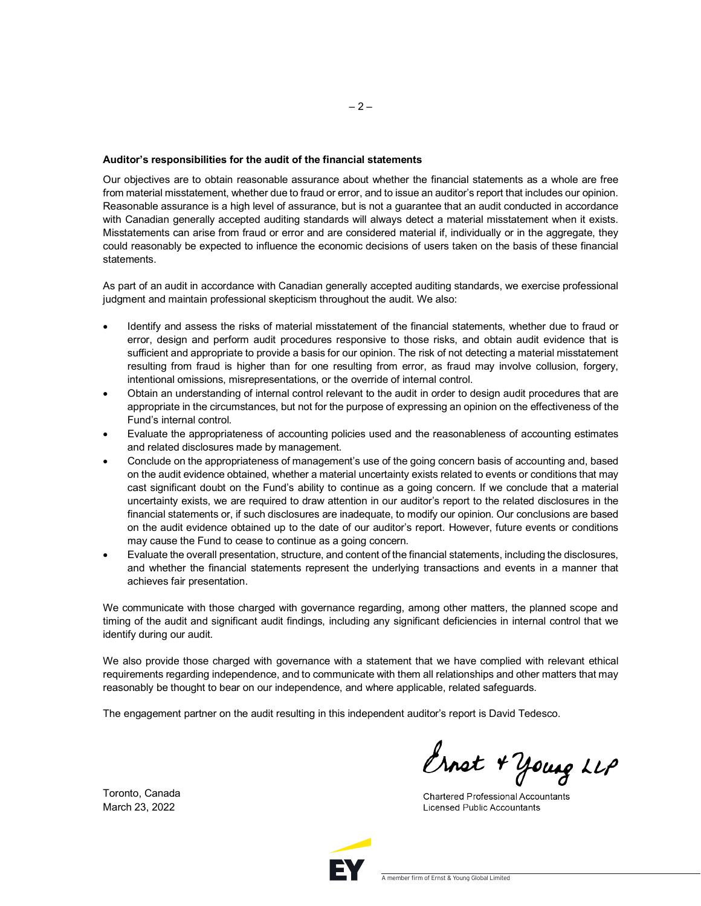**Auditor's responsibilities for the audit of the financial statements**

Our objectives are to obtain reasonable assurance about whether the financial statements as a whole are free from material misstatement, whether due to fraud or error, and to issue an auditor's report that includes our opinion. Reasonable assurance is a high level of assurance, but is not a guarantee that an audit conducted in accordance with Canadian generally accepted auditing standards will always detect a material misstatement when it exists. Misstatements can arise from fraud or error and are considered material if, individually or in the aggregate, they could reasonably be expected to influence the economic decisions of users taken on the basis of these financial statements.

As part of an audit in accordance with Canadian generally accepted auditing standards, we exercise professional judgment and maintain professional skepticism throughout the audit. We also:

- Identify and assess the risks of material misstatement of the financial statements, whether due to fraud or error, design and perform audit procedures responsive to those risks, and obtain audit evidence that is sufficient and appropriate to provide a basis for our opinion. The risk of not detecting a material misstatement resulting from fraud is higher than for one resulting from error, as fraud may involve collusion, forgery, intentional omissions, misrepresentations, or the override of internal control.
- Obtain an understanding of internal control relevant to the audit in order to design audit procedures that are appropriate in the circumstances, but not for the purpose of expressing an opinion on the effectiveness of the Fund's internal control.
- Evaluate the appropriateness of accounting policies used and the reasonableness of accounting estimates and related disclosures made by management.
- Conclude on the appropriateness of management's use of the going concern basis of accounting and, based on the audit evidence obtained, whether a material uncertainty exists related to events or conditions that may cast significant doubt on the Fund's ability to continue as a going concern. If we conclude that a material uncertainty exists, we are required to draw attention in our auditor's report to the related disclosures in the financial statements or, if such disclosures are inadequate, to modify our opinion. Our conclusions are based on the audit evidence obtained up to the date of our auditor's report. However, future events or conditions may cause the Fund to cease to continue as a going concern.
- Evaluate the overall presentation, structure, and content of the financial statements, including the disclosures, and whether the financial statements represent the underlying transactions and events in a manner that achieves fair presentation.

We communicate with those charged with governance regarding, among other matters, the planned scope and timing of the audit and significant audit findings, including any significant deficiencies in internal control that we identify during our audit.

We also provide those charged with governance with a statement that we have complied with relevant ethical requirements regarding independence, and to communicate with them all relationships and other matters that may reasonably be thought to bear on our independence, and where applicable, related safeguards.

The engagement partner on the audit resulting in this independent auditor's report is David Tedesco.

Ernst & Young LLP

Chartered Professional Accountants
Licensed Public Accountants

Toronto, Canada
March 23, 2022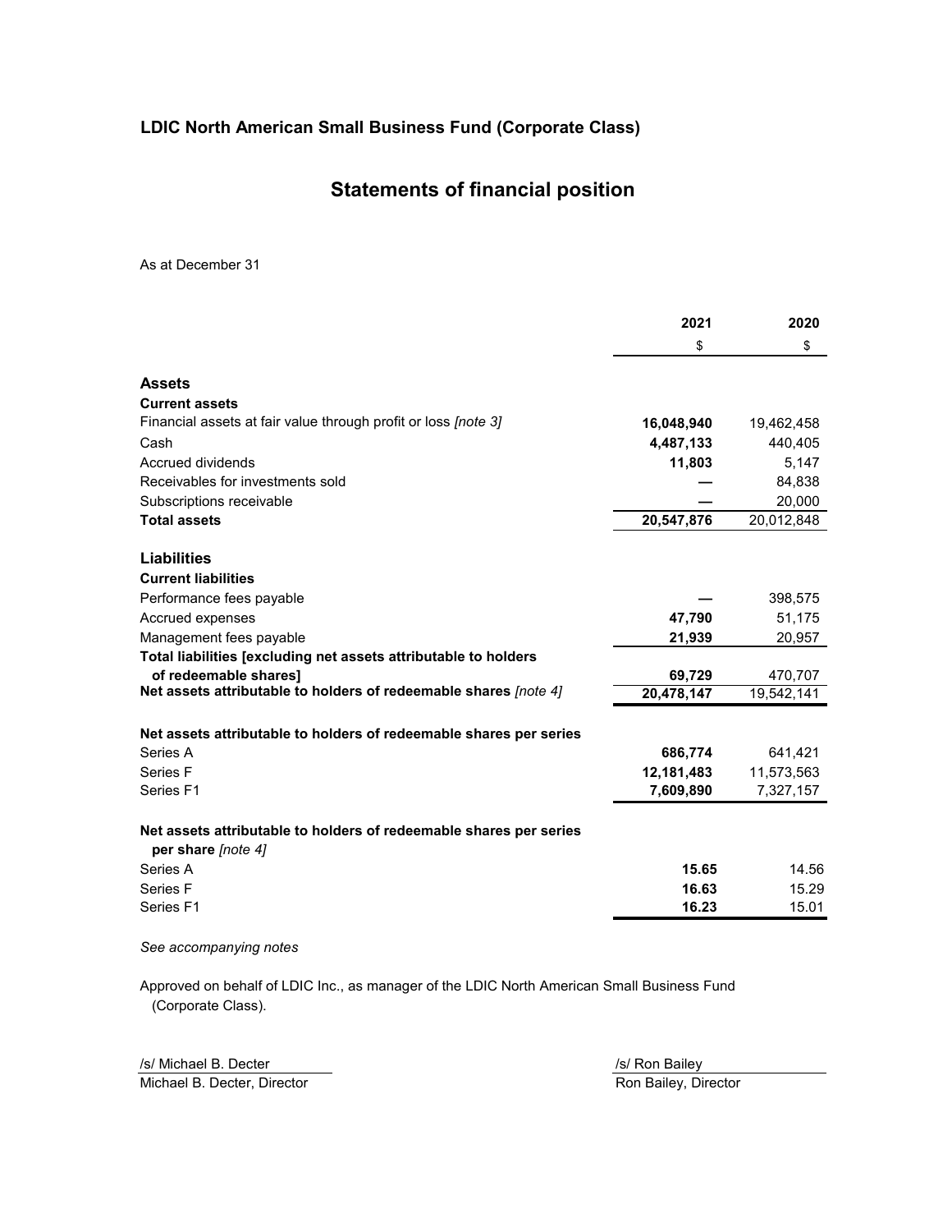## LDIC North American Small Business Fund (Corporate Class)

# Statements of financial position

As at December 31

| | 2021 | 2020 |
|---|---|---|
| | $ | $ |
| **Assets** | | |
| **Current assets** | | |
| Financial assets at fair value through profit or loss *[note 3]* | **16,048,940** | 19,462,458 |
| Cash | **4,487,133** | 440,405 |
| Accrued dividends | **11,803** | 5,147 |
| Receivables for investments sold | **—** | 84,838 |
| Subscriptions receivable | **—** | 20,000 |
| **Total assets** | **20,547,876** | 20,012,848 |
| **Liabilities** | | |
| **Current liabilities** | | |
| Performance fees payable | **—** | 398,575 |
| Accrued expenses | **47,790** | 51,175 |
| Management fees payable | **21,939** | 20,957 |
| **Total liabilities [excluding net assets attributable to holders of redeemable shares]** | **69,729** | 470,707 |
| **Net assets attributable to holders of redeemable shares** *[note 4]* | **20,478,147** | 19,542,141 |
| **Net assets attributable to holders of redeemable shares per series** | | |
| Series A | **686,774** | 641,421 |
| Series F | **12,181,483** | 11,573,563 |
| Series F1 | **7,609,890** | 7,327,157 |
| **Net assets attributable to holders of redeemable shares per series per share** *[note 4]* | | |
| Series A | **15.65** | 14.56 |
| Series F | **16.63** | 15.29 |
| Series F1 | **16.23** | 15.01 |

*See accompanying notes*

Approved on behalf of LDIC Inc., as manager of the LDIC North American Small Business Fund (Corporate Class).

/s/ Michael B. Decter
Michael B. Decter, Director

/s/ Ron Bailey
Ron Bailey, Director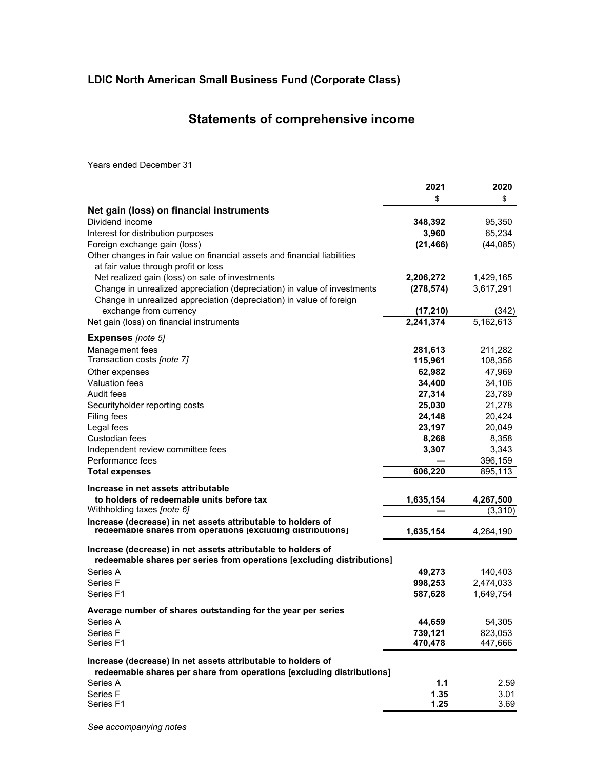## LDIC North American Small Business Fund (Corporate Class)

# Statements of comprehensive income

Years ended December 31

| | 2021 | 2020 |
|---|---|---|
| | $ | $ |
| **Net gain (loss) on financial instruments** | | |
| Dividend income | **348,392** | 95,350 |
| Interest for distribution purposes | **3,960** | 65,234 |
| Foreign exchange gain (loss) | **(21,466)** | (44,085) |
| Other changes in fair value on financial assets and financial liabilities at fair value through profit or loss | | |
| Net realized gain (loss) on sale of investments | **2,206,272** | 1,429,165 |
| Change in unrealized appreciation (depreciation) in value of investments | **(278,574)** | 3,617,291 |
| Change in unrealized appreciation (depreciation) in value of foreign exchange from currency | **(17,210)** | (342) |
| Net gain (loss) on financial instruments | **2,241,374** | 5,162,613 |
| **Expenses** *[note 5]* | | |
| Management fees | **281,613** | 211,282 |
| Transaction costs *[note 7]* | **115,961** | 108,356 |
| Other expenses | **62,982** | 47,969 |
| Valuation fees | **34,400** | 34,106 |
| Audit fees | **27,314** | 23,789 |
| Securityholder reporting costs | **25,030** | 21,278 |
| Filing fees | **24,148** | 20,424 |
| Legal fees | **23,197** | 20,049 |
| Custodian fees | **8,268** | 8,358 |
| Independent review committee fees | **3,307** | 3,343 |
| Performance fees | **—** | 396,159 |
| **Total expenses** | **606,220** | 895,113 |
| **Increase in net assets attributable to holders of redeemable units before tax** | **1,635,154** | **4,267,500** |
| Withholding taxes *[note 6]* | **—** | (3,310) |
| **Increase (decrease) in net assets attributable to holders of redeemable shares from operations [excluding distributions]** | **1,635,154** | 4,264,190 |
| **Increase (decrease) in net assets attributable to holders of redeemable shares per series from operations [excluding distributions]** | | |
| Series A | **49,273** | 140,403 |
| Series F | **998,253** | 2,474,033 |
| Series F1 | **587,628** | 1,649,754 |
| **Average number of shares outstanding for the year per series** | | |
| Series A | **44,659** | 54,305 |
| Series F | **739,121** | 823,053 |
| Series F1 | **470,478** | 447,666 |
| **Increase (decrease) in net assets attributable to holders of redeemable shares per share from operations [excluding distributions]** | | |
| Series A | **1.1** | 2.59 |
| Series F | **1.35** | 3.01 |
| Series F1 | **1.25** | 3.69 |

*See accompanying notes*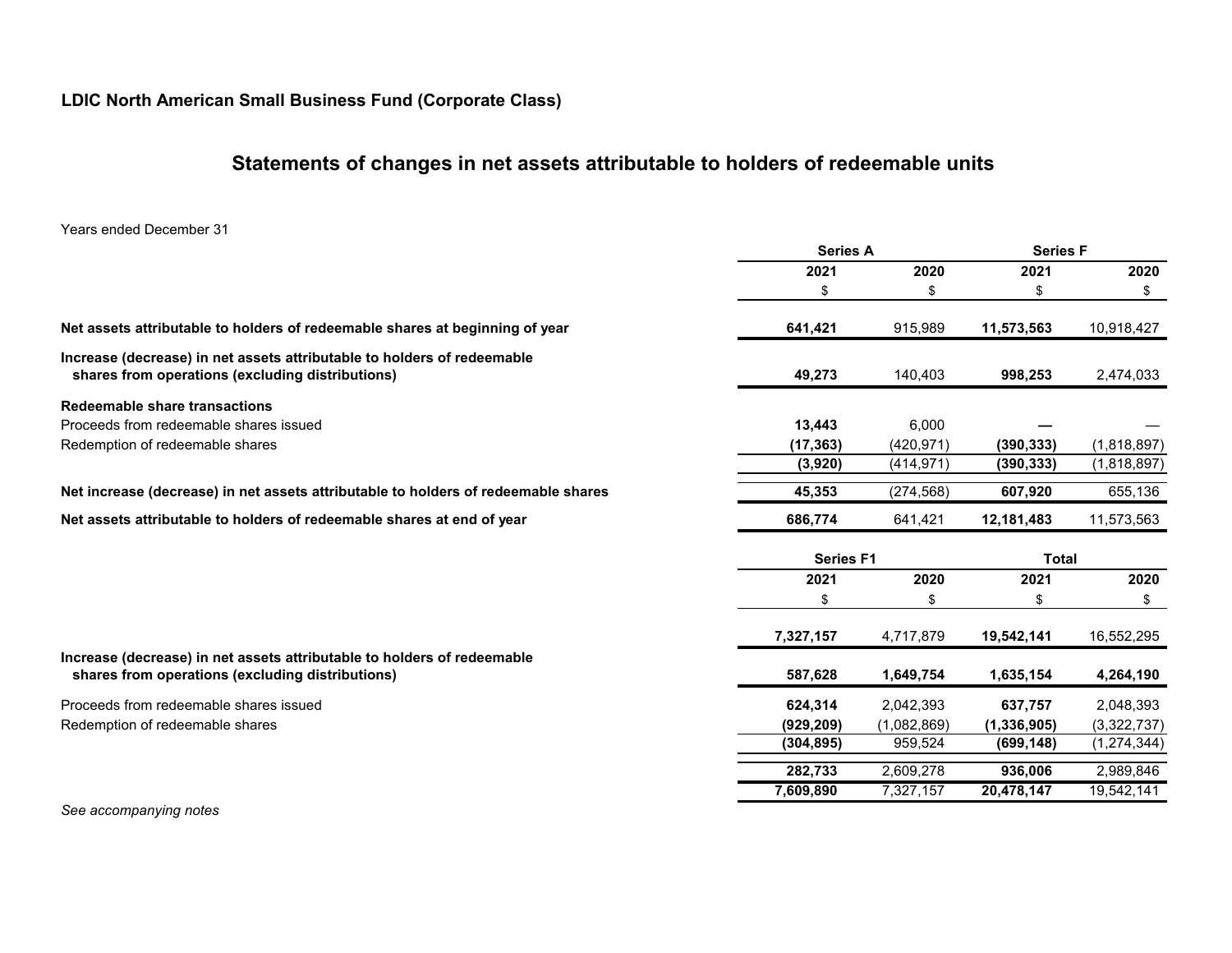**LDIC North American Small Business Fund (Corporate Class)**

## Statements of changes in net assets attributable to holders of redeemable units

Years ended December 31

| | Series A | | Series F | |
|---|---|---|---|---|
| | 2021 | 2020 | 2021 | 2020 |
| | $ | $ | $ | $ |
| **Net assets attributable to holders of redeemable shares at beginning of year** | **641,421** | 915,989 | **11,573,563** | 10,918,427 |
| **Increase (decrease) in net assets attributable to holders of redeemable shares from operations (excluding distributions)** | **49,273** | 140,403 | **998,253** | 2,474,033 |
| **Redeemable share transactions** | | | | |
| Proceeds from redeemable shares issued | **13,443** | 6,000 | **—** | — |
| Redemption of redeemable shares | **(17,363)** | (420,971) | **(390,333)** | (1,818,897) |
| | **(3,920)** | (414,971) | **(390,333)** | (1,818,897) |
| **Net increase (decrease) in net assets attributable to holders of redeemable shares** | **45,353** | (274,568) | **607,920** | 655,136 |
| **Net assets attributable to holders of redeemable shares at end of year** | **686,774** | 641,421 | **12,181,483** | 11,573,563 |

| | Series F1 | | Total | |
|---|---|---|---|---|
| | 2021 | 2020 | 2021 | 2020 |
| | $ | $ | $ | $ |
| | **7,327,157** | 4,717,879 | **19,542,141** | 16,552,295 |
| **Increase (decrease) in net assets attributable to holders of redeemable shares from operations (excluding distributions)** | **587,628** | **1,649,754** | **1,635,154** | **4,264,190** |
| Proceeds from redeemable shares issued | **624,314** | 2,042,393 | **637,757** | 2,048,393 |
| Redemption of redeemable shares | **(929,209)** | (1,082,869) | **(1,336,905)** | (3,322,737) |
| | **(304,895)** | 959,524 | **(699,148)** | (1,274,344) |
| | **282,733** | 2,609,278 | **936,006** | 2,989,846 |
| | **7,609,890** | 7,327,157 | **20,478,147** | 19,542,141 |

*See accompanying notes*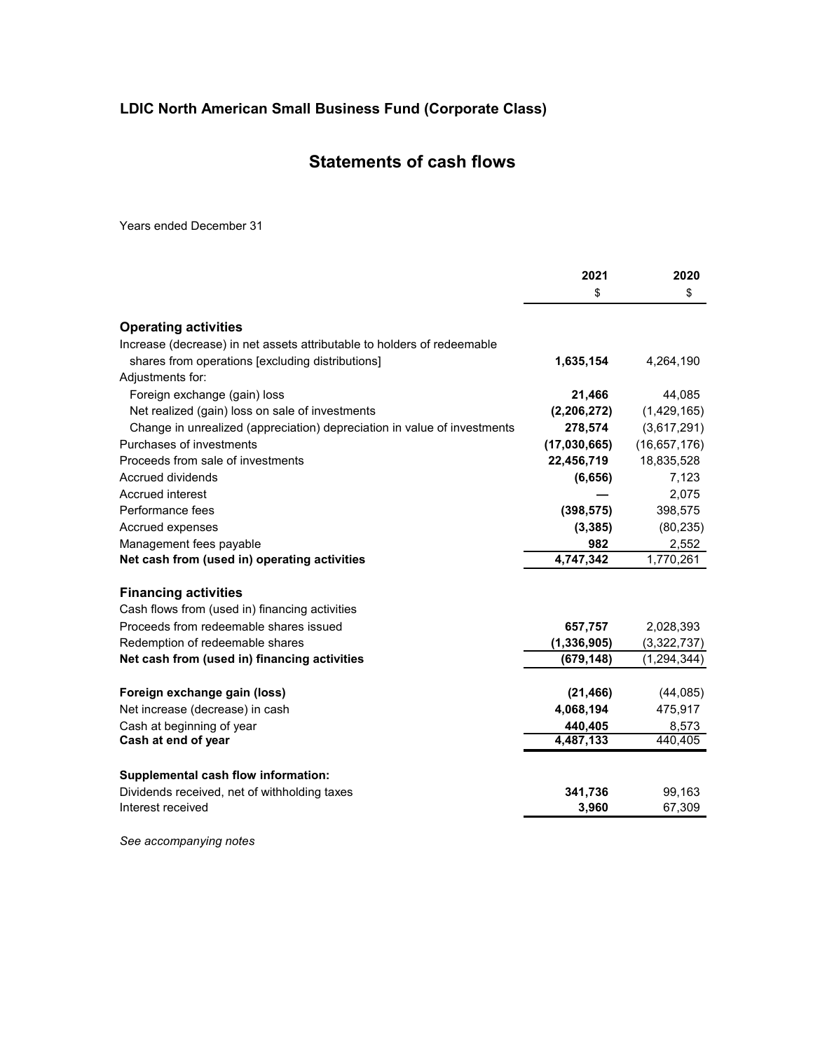# LDIC North American Small Business Fund (Corporate Class)

## Statements of cash flows

Years ended December 31

| | 2021 | 2020 |
|---|---|---|
| | $ | $ |
| **Operating activities** | | |
| Increase (decrease) in net assets attributable to holders of redeemable shares from operations [excluding distributions] | **1,635,154** | 4,264,190 |
| Adjustments for: | | |
| Foreign exchange (gain) loss | **21,466** | 44,085 |
| Net realized (gain) loss on sale of investments | **(2,206,272)** | (1,429,165) |
| Change in unrealized (appreciation) depreciation in value of investments | **278,574** | (3,617,291) |
| Purchases of investments | **(17,030,665)** | (16,657,176) |
| Proceeds from sale of investments | **22,456,719** | 18,835,528 |
| Accrued dividends | **(6,656)** | 7,123 |
| Accrued interest | **—** | 2,075 |
| Performance fees | **(398,575)** | 398,575 |
| Accrued expenses | **(3,385)** | (80,235) |
| Management fees payable | **982** | 2,552 |
| **Net cash from (used in) operating activities** | **4,747,342** | 1,770,261 |
| | | |
| **Financing activities** | | |
| Cash flows from (used in) financing activities | | |
| Proceeds from redeemable shares issued | **657,757** | 2,028,393 |
| Redemption of redeemable shares | **(1,336,905)** | (3,322,737) |
| **Net cash from (used in) financing activities** | **(679,148)** | (1,294,344) |
| | | |
| **Foreign exchange gain (loss)** | **(21,466)** | (44,085) |
| Net increase (decrease) in cash | **4,068,194** | 475,917 |
| Cash at beginning of year | **440,405** | 8,573 |
| **Cash at end of year** | **4,487,133** | 440,405 |
| | | |
| **Supplemental cash flow information:** | | |
| Dividends received, net of withholding taxes | **341,736** | 99,163 |
| Interest received | **3,960** | 67,309 |

*See accompanying notes*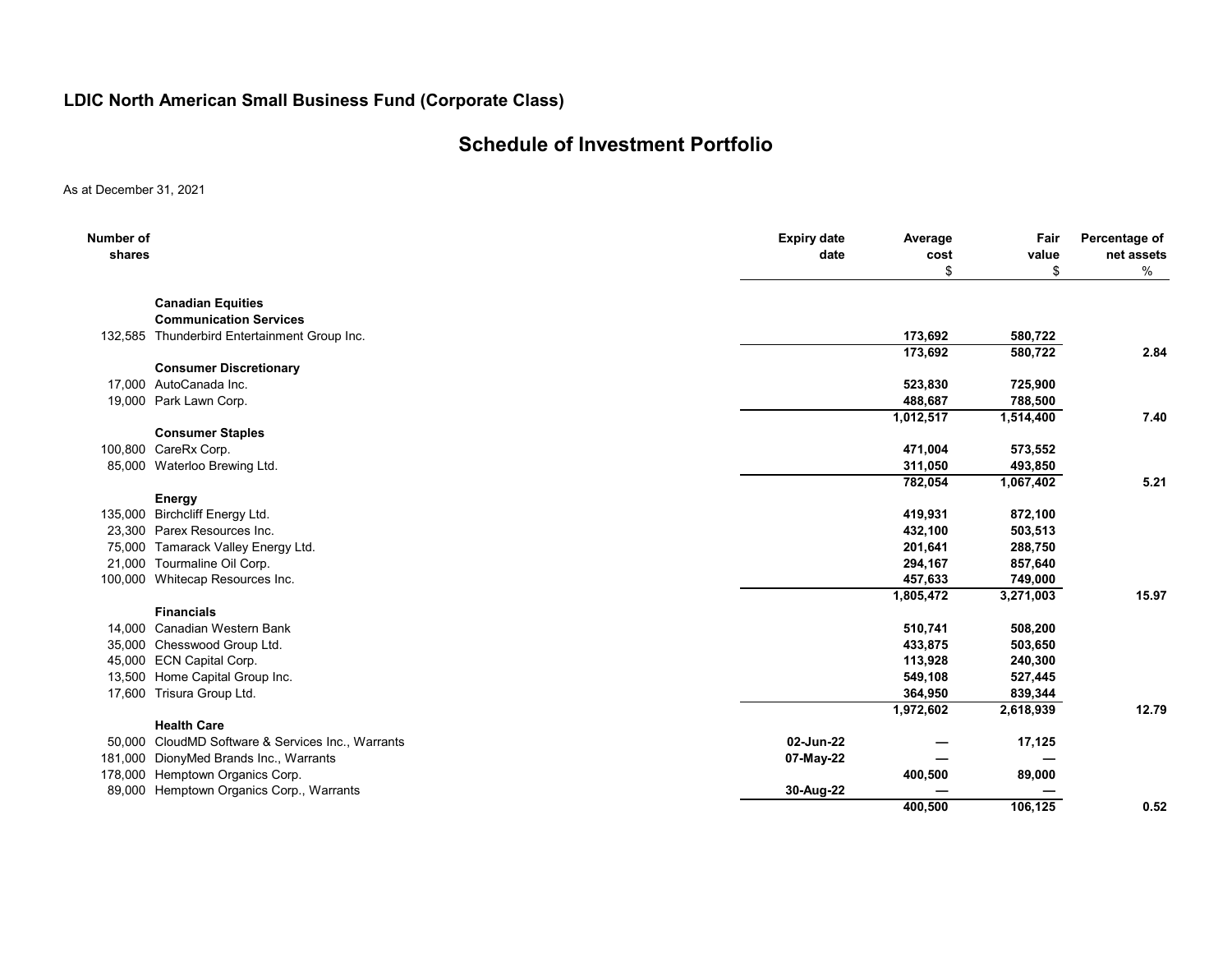## LDIC North American Small Business Fund (Corporate Class)

# Schedule of Investment Portfolio

As at December 31, 2021

| Number of shares | | Expiry date date | Average cost $ | Fair value $ | Percentage of net assets % |
|---|---|---|---|---|---|
| | **Canadian Equities** | | | | |
| | **Communication Services** | | | | |
| 132,585 | Thunderbird Entertainment Group Inc. | | **173,692** | **580,722** | |
| | | | **173,692** | **580,722** | **2.84** |
| | **Consumer Discretionary** | | | | |
| 17,000 | AutoCanada Inc. | | **523,830** | **725,900** | |
| 19,000 | Park Lawn Corp. | | **488,687** | **788,500** | |
| | | | **1,012,517** | **1,514,400** | **7.40** |
| | **Consumer Staples** | | | | |
| 100,800 | CareRx Corp. | | **471,004** | **573,552** | |
| 85,000 | Waterloo Brewing Ltd. | | **311,050** | **493,850** | |
| | | | **782,054** | **1,067,402** | **5.21** |
| | **Energy** | | | | |
| 135,000 | Birchcliff Energy Ltd. | | **419,931** | **872,100** | |
| 23,300 | Parex Resources Inc. | | **432,100** | **503,513** | |
| 75,000 | Tamarack Valley Energy Ltd. | | **201,641** | **288,750** | |
| 21,000 | Tourmaline Oil Corp. | | **294,167** | **857,640** | |
| 100,000 | Whitecap Resources Inc. | | **457,633** | **749,000** | |
| | | | **1,805,472** | **3,271,003** | **15.97** |
| | **Financials** | | | | |
| 14,000 | Canadian Western Bank | | **510,741** | **508,200** | |
| 35,000 | Chesswood Group Ltd. | | **433,875** | **503,650** | |
| 45,000 | ECN Capital Corp. | | **113,928** | **240,300** | |
| 13,500 | Home Capital Group Inc. | | **549,108** | **527,445** | |
| 17,600 | Trisura Group Ltd. | | **364,950** | **839,344** | |
| | | | **1,972,602** | **2,618,939** | **12.79** |
| | **Health Care** | | | | |
| 50,000 | CloudMD Software & Services Inc., Warrants | **02-Jun-22** | **—** | **17,125** | |
| 181,000 | DionyMed Brands Inc., Warrants | **07-May-22** | **—** | **—** | |
| 178,000 | Hemptown Organics Corp. | | **400,500** | **89,000** | |
| 89,000 | Hemptown Organics Corp., Warrants | **30-Aug-22** | **—** | **—** | |
| | | | **400,500** | **106,125** | **0.52** |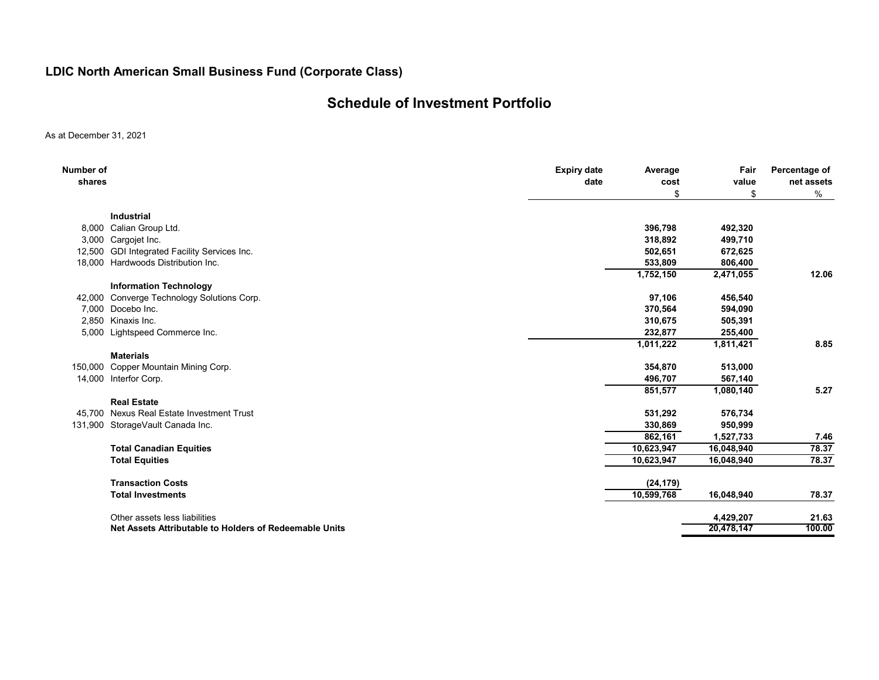## LDIC North American Small Business Fund (Corporate Class)

# Schedule of Investment Portfolio

As at December 31, 2021

| Number of shares | | Expiry date date | Average cost $ | Fair value $ | Percentage of net assets % |
|---|---|---|---|---|---|
| | **Industrial** | | | | |
| 8,000 | Calian Group Ltd. | | **396,798** | **492,320** | |
| 3,000 | Cargojet Inc. | | **318,892** | **499,710** | |
| 12,500 | GDI Integrated Facility Services Inc. | | **502,651** | **672,625** | |
| 18,000 | Hardwoods Distribution Inc. | | **533,809** | **806,400** | |
| | | | **1,752,150** | **2,471,055** | **12.06** |
| | **Information Technology** | | | | |
| 42,000 | Converge Technology Solutions Corp. | | **97,106** | **456,540** | |
| 7,000 | Docebo Inc. | | **370,564** | **594,090** | |
| 2,850 | Kinaxis Inc. | | **310,675** | **505,391** | |
| 5,000 | Lightspeed Commerce Inc. | | **232,877** | **255,400** | |
| | | | **1,011,222** | **1,811,421** | **8.85** |
| | **Materials** | | | | |
| 150,000 | Copper Mountain Mining Corp. | | **354,870** | **513,000** | |
| 14,000 | Interfor Corp. | | **496,707** | **567,140** | |
| | | | **851,577** | **1,080,140** | **5.27** |
| | **Real Estate** | | | | |
| 45,700 | Nexus Real Estate Investment Trust | | **531,292** | **576,734** | |
| 131,900 | StorageVault Canada Inc. | | **330,869** | **950,999** | |
| | | | **862,161** | **1,527,733** | **7.46** |
| | **Total Canadian Equities** | | **10,623,947** | **16,048,940** | **78.37** |
| | **Total Equities** | | **10,623,947** | **16,048,940** | **78.37** |
| | **Transaction Costs** | | **(24,179)** | | |
| | **Total Investments** | | **10,599,768** | **16,048,940** | **78.37** |
| | Other assets less liabilities | | | **4,429,207** | **21.63** |
| | **Net Assets Attributable to Holders of Redeemable Units** | | | **20,478,147** | **100.00** |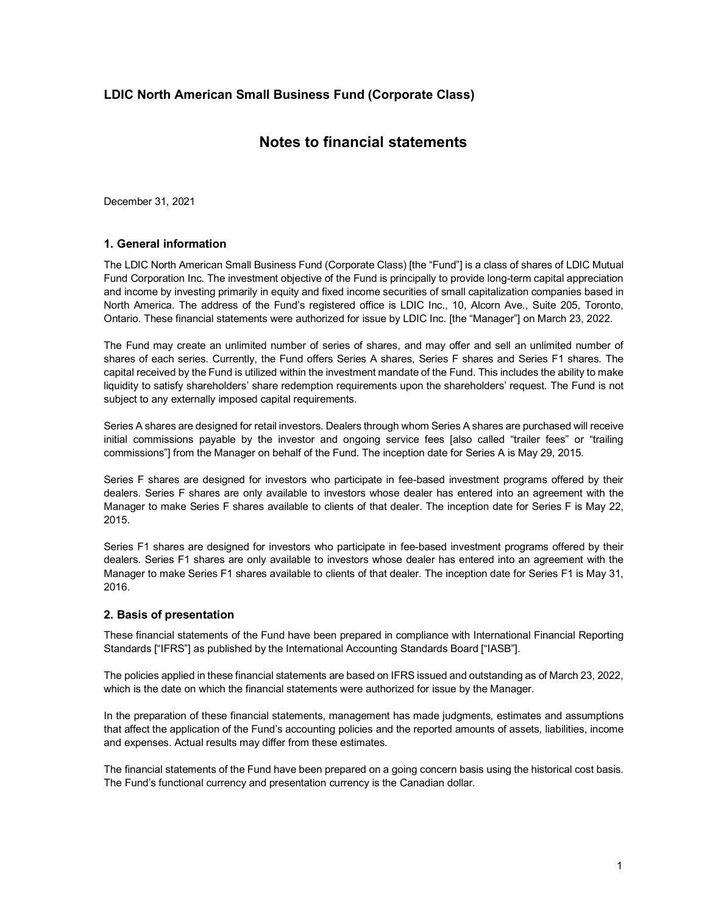## LDIC North American Small Business Fund (Corporate Class)

# Notes to financial statements

December 31, 2021

### 1. General information

The LDIC North American Small Business Fund (Corporate Class) [the "Fund"] is a class of shares of LDIC Mutual Fund Corporation Inc. The investment objective of the Fund is principally to provide long-term capital appreciation and income by investing primarily in equity and fixed income securities of small capitalization companies based in North America. The address of the Fund's registered office is LDIC Inc., 10, Alcorn Ave., Suite 205, Toronto, Ontario. These financial statements were authorized for issue by LDIC Inc. [the "Manager"] on March 23, 2022.

The Fund may create an unlimited number of series of shares, and may offer and sell an unlimited number of shares of each series. Currently, the Fund offers Series A shares, Series F shares and Series F1 shares. The capital received by the Fund is utilized within the investment mandate of the Fund. This includes the ability to make liquidity to satisfy shareholders' share redemption requirements upon the shareholders' request. The Fund is not subject to any externally imposed capital requirements.

Series A shares are designed for retail investors. Dealers through whom Series A shares are purchased will receive initial commissions payable by the investor and ongoing service fees [also called "trailer fees" or "trailing commissions"] from the Manager on behalf of the Fund. The inception date for Series A is May 29, 2015.

Series F shares are designed for investors who participate in fee-based investment programs offered by their dealers. Series F shares are only available to investors whose dealer has entered into an agreement with the Manager to make Series F shares available to clients of that dealer. The inception date for Series F is May 22, 2015.

Series F1 shares are designed for investors who participate in fee-based investment programs offered by their dealers. Series F1 shares are only available to investors whose dealer has entered into an agreement with the Manager to make Series F1 shares available to clients of that dealer. The inception date for Series F1 is May 31, 2016.

### 2. Basis of presentation

These financial statements of the Fund have been prepared in compliance with International Financial Reporting Standards ["IFRS"] as published by the International Accounting Standards Board ["IASB"].

The policies applied in these financial statements are based on IFRS issued and outstanding as of March 23, 2022, which is the date on which the financial statements were authorized for issue by the Manager.

In the preparation of these financial statements, management has made judgments, estimates and assumptions that affect the application of the Fund's accounting policies and the reported amounts of assets, liabilities, income and expenses. Actual results may differ from these estimates.

The financial statements of the Fund have been prepared on a going concern basis using the historical cost basis. The Fund's functional currency and presentation currency is the Canadian dollar.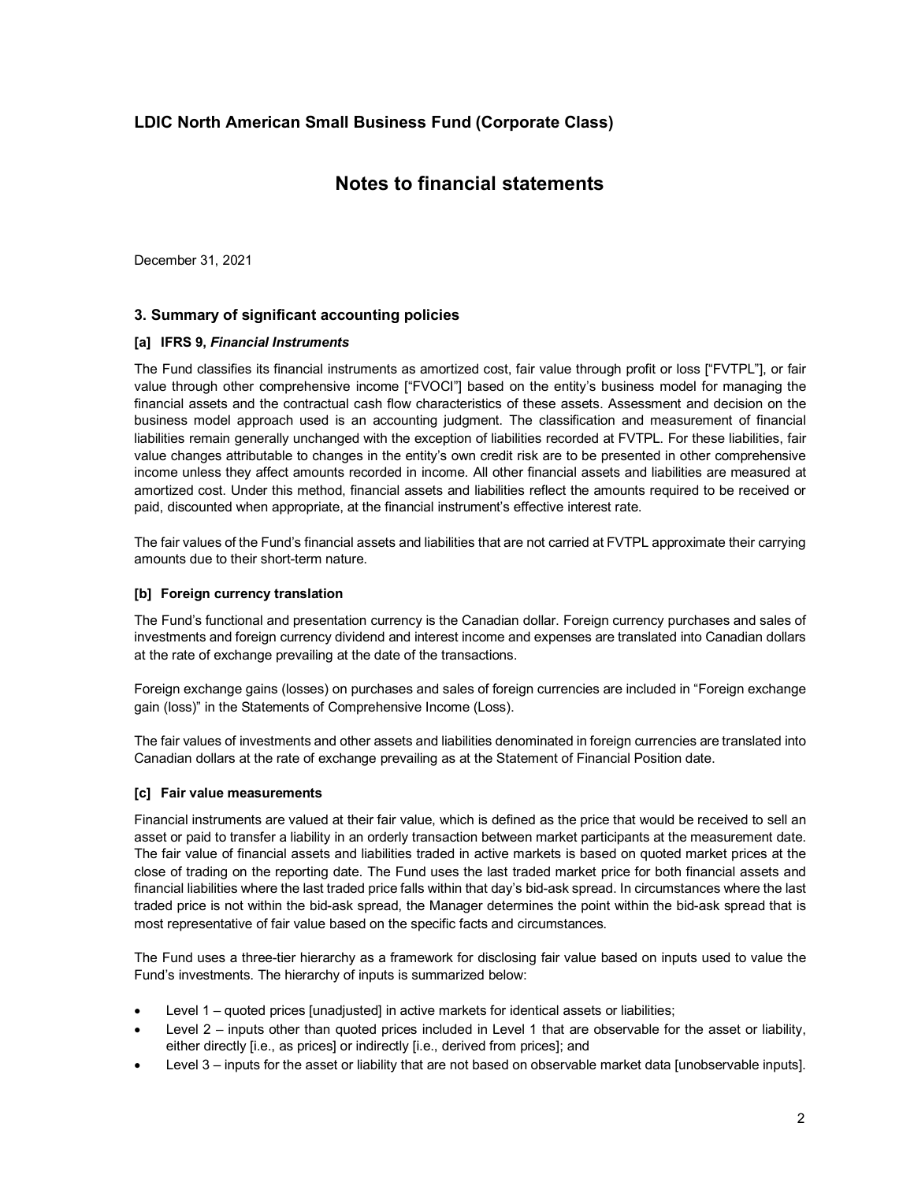# LDIC North American Small Business Fund (Corporate Class)

# Notes to financial statements

December 31, 2021

## 3. Summary of significant accounting policies

### [a] IFRS 9, *Financial Instruments*

The Fund classifies its financial instruments as amortized cost, fair value through profit or loss ["FVTPL"], or fair value through other comprehensive income ["FVOCI"] based on the entity's business model for managing the financial assets and the contractual cash flow characteristics of these assets. Assessment and decision on the business model approach used is an accounting judgment. The classification and measurement of financial liabilities remain generally unchanged with the exception of liabilities recorded at FVTPL. For these liabilities, fair value changes attributable to changes in the entity's own credit risk are to be presented in other comprehensive income unless they affect amounts recorded in income. All other financial assets and liabilities are measured at amortized cost. Under this method, financial assets and liabilities reflect the amounts required to be received or paid, discounted when appropriate, at the financial instrument's effective interest rate.

The fair values of the Fund's financial assets and liabilities that are not carried at FVTPL approximate their carrying amounts due to their short-term nature.

### [b] Foreign currency translation

The Fund's functional and presentation currency is the Canadian dollar. Foreign currency purchases and sales of investments and foreign currency dividend and interest income and expenses are translated into Canadian dollars at the rate of exchange prevailing at the date of the transactions.

Foreign exchange gains (losses) on purchases and sales of foreign currencies are included in "Foreign exchange gain (loss)" in the Statements of Comprehensive Income (Loss).

The fair values of investments and other assets and liabilities denominated in foreign currencies are translated into Canadian dollars at the rate of exchange prevailing as at the Statement of Financial Position date.

### [c] Fair value measurements

Financial instruments are valued at their fair value, which is defined as the price that would be received to sell an asset or paid to transfer a liability in an orderly transaction between market participants at the measurement date. The fair value of financial assets and liabilities traded in active markets is based on quoted market prices at the close of trading on the reporting date. The Fund uses the last traded market price for both financial assets and financial liabilities where the last traded price falls within that day's bid-ask spread. In circumstances where the last traded price is not within the bid-ask spread, the Manager determines the point within the bid-ask spread that is most representative of fair value based on the specific facts and circumstances.

The Fund uses a three-tier hierarchy as a framework for disclosing fair value based on inputs used to value the Fund's investments. The hierarchy of inputs is summarized below:

- Level 1 – quoted prices [unadjusted] in active markets for identical assets or liabilities;
- Level 2 – inputs other than quoted prices included in Level 1 that are observable for the asset or liability, either directly [i.e., as prices] or indirectly [i.e., derived from prices]; and
- Level 3 – inputs for the asset or liability that are not based on observable market data [unobservable inputs].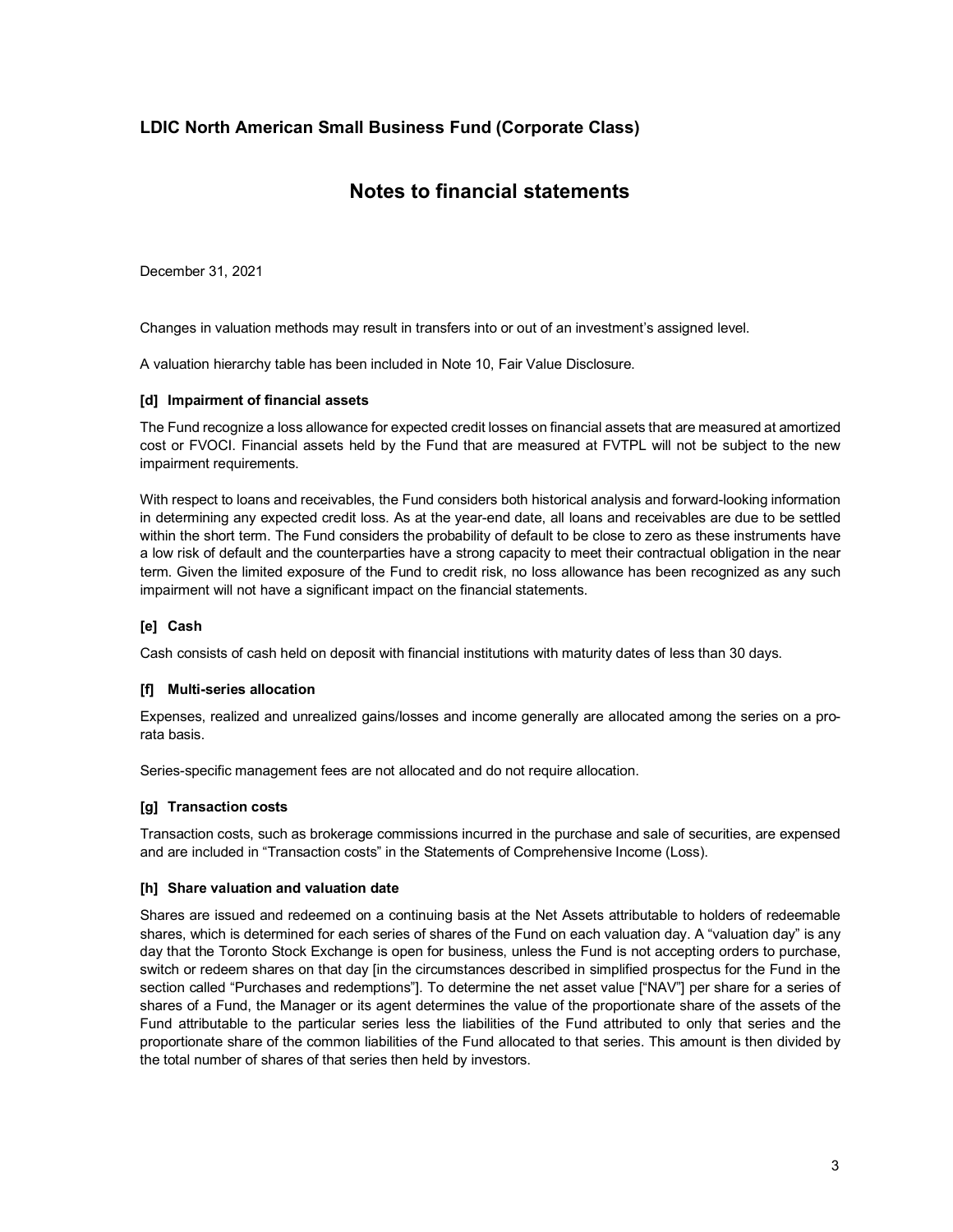# LDIC North American Small Business Fund (Corporate Class)

## Notes to financial statements

December 31, 2021

Changes in valuation methods may result in transfers into or out of an investment's assigned level.

A valuation hierarchy table has been included in Note 10, Fair Value Disclosure.

### [d] Impairment of financial assets

The Fund recognize a loss allowance for expected credit losses on financial assets that are measured at amortized cost or FVOCI. Financial assets held by the Fund that are measured at FVTPL will not be subject to the new impairment requirements.

With respect to loans and receivables, the Fund considers both historical analysis and forward-looking information in determining any expected credit loss. As at the year-end date, all loans and receivables are due to be settled within the short term. The Fund considers the probability of default to be close to zero as these instruments have a low risk of default and the counterparties have a strong capacity to meet their contractual obligation in the near term. Given the limited exposure of the Fund to credit risk, no loss allowance has been recognized as any such impairment will not have a significant impact on the financial statements.

### [e] Cash

Cash consists of cash held on deposit with financial institutions with maturity dates of less than 30 days.

### [f] Multi-series allocation

Expenses, realized and unrealized gains/losses and income generally are allocated among the series on a pro-rata basis.

Series-specific management fees are not allocated and do not require allocation.

### [g] Transaction costs

Transaction costs, such as brokerage commissions incurred in the purchase and sale of securities, are expensed and are included in "Transaction costs" in the Statements of Comprehensive Income (Loss).

### [h] Share valuation and valuation date

Shares are issued and redeemed on a continuing basis at the Net Assets attributable to holders of redeemable shares, which is determined for each series of shares of the Fund on each valuation day. A "valuation day" is any day that the Toronto Stock Exchange is open for business, unless the Fund is not accepting orders to purchase, switch or redeem shares on that day [in the circumstances described in simplified prospectus for the Fund in the section called "Purchases and redemptions"]. To determine the net asset value ["NAV"] per share for a series of shares of a Fund, the Manager or its agent determines the value of the proportionate share of the assets of the Fund attributable to the particular series less the liabilities of the Fund attributed to only that series and the proportionate share of the common liabilities of the Fund allocated to that series. This amount is then divided by the total number of shares of that series then held by investors.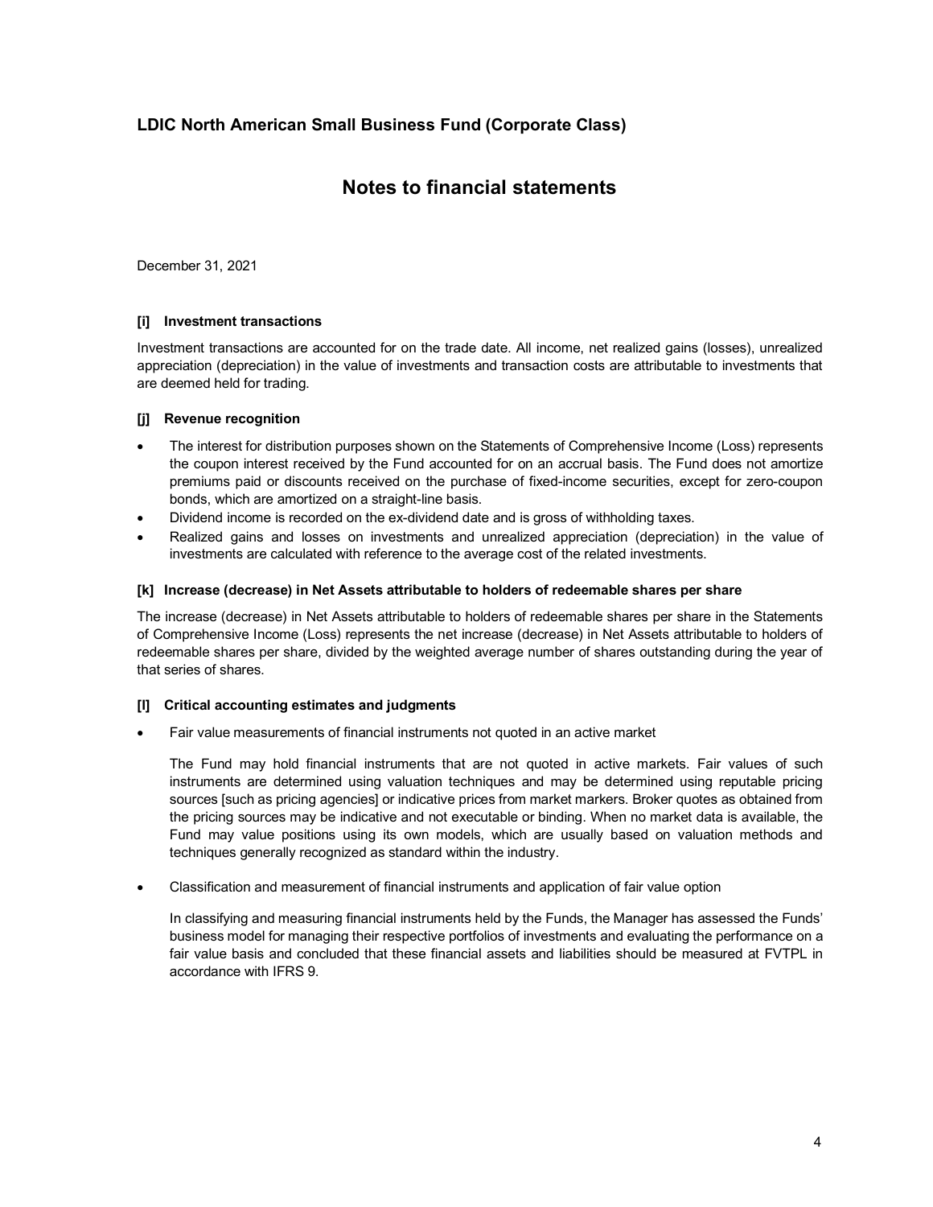# LDIC North American Small Business Fund (Corporate Class)

## Notes to financial statements

December 31, 2021

### [i] Investment transactions

Investment transactions are accounted for on the trade date. All income, net realized gains (losses), unrealized appreciation (depreciation) in the value of investments and transaction costs are attributable to investments that are deemed held for trading.

### [j] Revenue recognition

- The interest for distribution purposes shown on the Statements of Comprehensive Income (Loss) represents the coupon interest received by the Fund accounted for on an accrual basis. The Fund does not amortize premiums paid or discounts received on the purchase of fixed-income securities, except for zero-coupon bonds, which are amortized on a straight-line basis.
- Dividend income is recorded on the ex-dividend date and is gross of withholding taxes.
- Realized gains and losses on investments and unrealized appreciation (depreciation) in the value of investments are calculated with reference to the average cost of the related investments.

### [k] Increase (decrease) in Net Assets attributable to holders of redeemable shares per share

The increase (decrease) in Net Assets attributable to holders of redeemable shares per share in the Statements of Comprehensive Income (Loss) represents the net increase (decrease) in Net Assets attributable to holders of redeemable shares per share, divided by the weighted average number of shares outstanding during the year of that series of shares.

### [l] Critical accounting estimates and judgments

- Fair value measurements of financial instruments not quoted in an active market

  The Fund may hold financial instruments that are not quoted in active markets. Fair values of such instruments are determined using valuation techniques and may be determined using reputable pricing sources [such as pricing agencies] or indicative prices from market markers. Broker quotes as obtained from the pricing sources may be indicative and not executable or binding. When no market data is available, the Fund may value positions using its own models, which are usually based on valuation methods and techniques generally recognized as standard within the industry.

- Classification and measurement of financial instruments and application of fair value option

  In classifying and measuring financial instruments held by the Funds, the Manager has assessed the Funds' business model for managing their respective portfolios of investments and evaluating the performance on a fair value basis and concluded that these financial assets and liabilities should be measured at FVTPL in accordance with IFRS 9.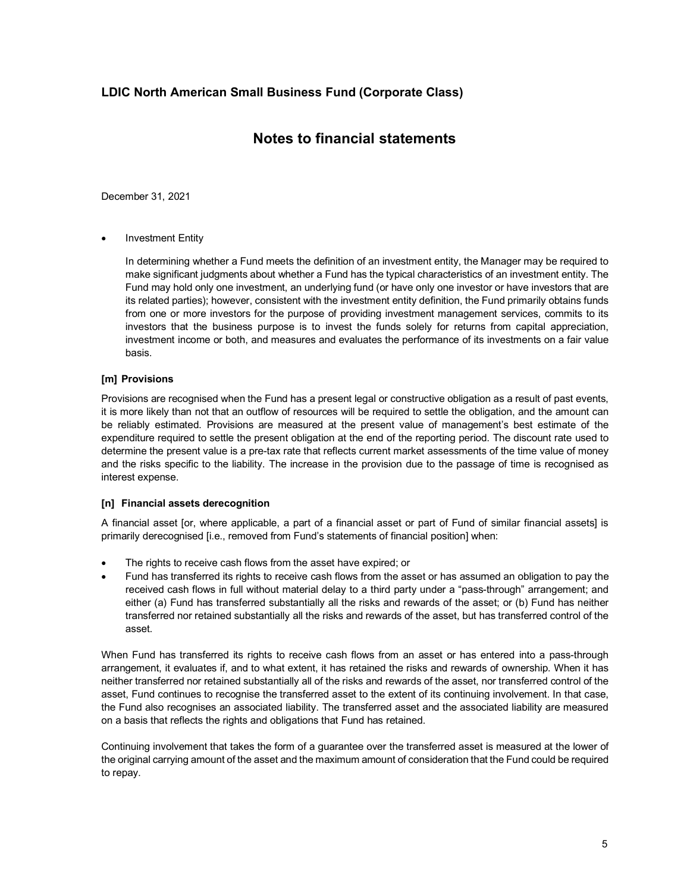- Investment Entity

  In determining whether a Fund meets the definition of an investment entity, the Manager may be required to make significant judgments about whether a Fund has the typical characteristics of an investment entity. The Fund may hold only one investment, an underlying fund (or have only one investor or have investors that are its related parties); however, consistent with the investment entity definition, the Fund primarily obtains funds from one or more investors for the purpose of providing investment management services, commits to its investors that the business purpose is to invest the funds solely for returns from capital appreciation, investment income or both, and measures and evaluates the performance of its investments on a fair value basis.

**[m] Provisions**

Provisions are recognised when the Fund has a present legal or constructive obligation as a result of past events, it is more likely than not that an outflow of resources will be required to settle the obligation, and the amount can be reliably estimated. Provisions are measured at the present value of management's best estimate of the expenditure required to settle the present obligation at the end of the reporting period. The discount rate used to determine the present value is a pre-tax rate that reflects current market assessments of the time value of money and the risks specific to the liability. The increase in the provision due to the passage of time is recognised as interest expense.

**[n] Financial assets derecognition**

A financial asset [or, where applicable, a part of a financial asset or part of Fund of similar financial assets] is primarily derecognised [i.e., removed from Fund's statements of financial position] when:

- The rights to receive cash flows from the asset have expired; or
- Fund has transferred its rights to receive cash flows from the asset or has assumed an obligation to pay the received cash flows in full without material delay to a third party under a "pass-through" arrangement; and either (a) Fund has transferred substantially all the risks and rewards of the asset; or (b) Fund has neither transferred nor retained substantially all the risks and rewards of the asset, but has transferred control of the asset.

When Fund has transferred its rights to receive cash flows from an asset or has entered into a pass-through arrangement, it evaluates if, and to what extent, it has retained the risks and rewards of ownership. When it has neither transferred nor retained substantially all of the risks and rewards of the asset, nor transferred control of the asset, Fund continues to recognise the transferred asset to the extent of its continuing involvement. In that case, the Fund also recognises an associated liability. The transferred asset and the associated liability are measured on a basis that reflects the rights and obligations that Fund has retained.

Continuing involvement that takes the form of a guarantee over the transferred asset is measured at the lower of the original carrying amount of the asset and the maximum amount of consideration that the Fund could be required to repay.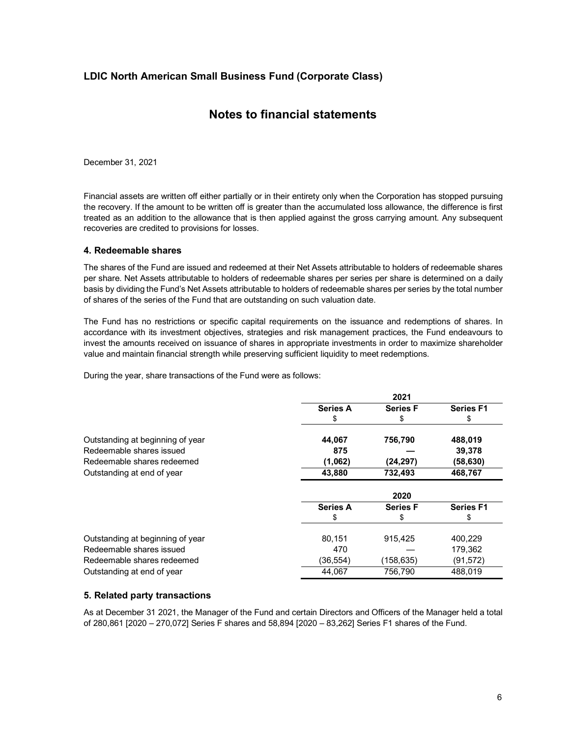## LDIC North American Small Business Fund (Corporate Class)

# Notes to financial statements

December 31, 2021

Financial assets are written off either partially or in their entirety only when the Corporation has stopped pursuing the recovery. If the amount to be written off is greater than the accumulated loss allowance, the difference is first treated as an addition to the allowance that is then applied against the gross carrying amount. Any subsequent recoveries are credited to provisions for losses.

### 4. Redeemable shares

The shares of the Fund are issued and redeemed at their Net Assets attributable to holders of redeemable shares per share. Net Assets attributable to holders of redeemable shares per series per share is determined on a daily basis by dividing the Fund's Net Assets attributable to holders of redeemable shares per series by the total number of shares of the series of the Fund that are outstanding on such valuation date.

The Fund has no restrictions or specific capital requirements on the issuance and redemptions of shares. In accordance with its investment objectives, strategies and risk management practices, the Fund endeavours to invest the amounts received on issuance of shares in appropriate investments in order to maximize shareholder value and maintain financial strength while preserving sufficient liquidity to meet redemptions.

During the year, share transactions of the Fund were as follows:

| | **2021** | | |
|---|---|---|---|
| | **Series A** | **Series F** | **Series F1** |
| | $ | $ | $ |
| Outstanding at beginning of year | **44,067** | **756,790** | **488,019** |
| Redeemable shares issued | **875** | **—** | **39,378** |
| Redeemable shares redeemed | **(1,062)** | **(24,297)** | **(58,630)** |
| Outstanding at end of year | **43,880** | **732,493** | **468,767** |

| | 2020 | | |
|---|---|---|---|
| | **Series A** | **Series F** | **Series F1** |
| | $ | $ | $ |
| Outstanding at beginning of year | 80,151 | 915,425 | 400,229 |
| Redeemable shares issued | 470 | — | 179,362 |
| Redeemable shares redeemed | (36,554) | (158,635) | (91,572) |
| Outstanding at end of year | 44,067 | 756,790 | 488,019 |

### 5. Related party transactions

As at December 31 2021, the Manager of the Fund and certain Directors and Officers of the Manager held a total of 280,861 [2020 – 270,072] Series F shares and 58,894 [2020 – 83,262] Series F1 shares of the Fund.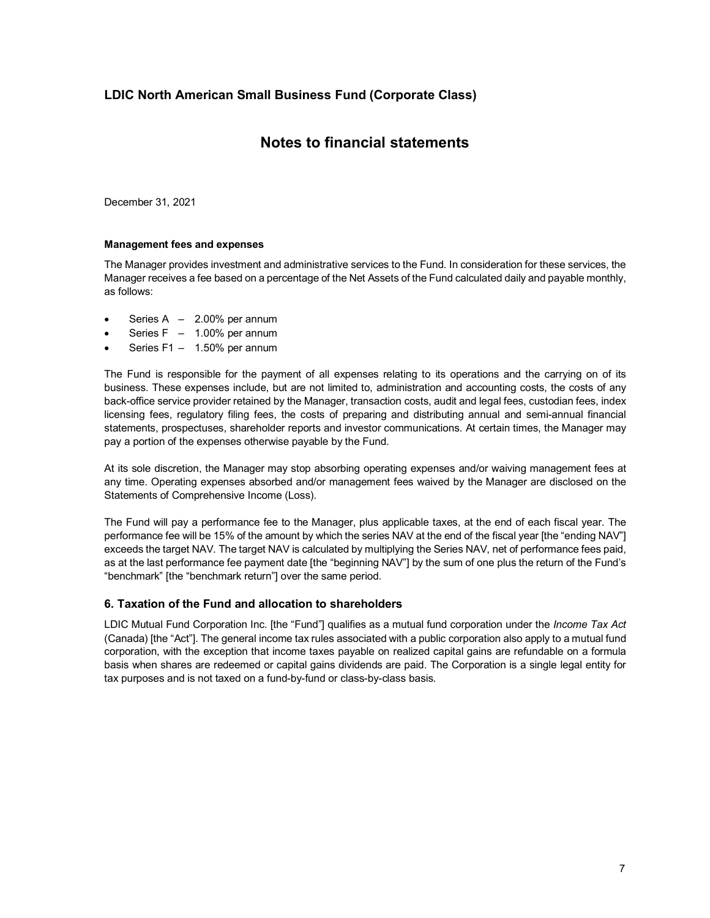## LDIC North American Small Business Fund (Corporate Class)

# Notes to financial statements

December 31, 2021

**Management fees and expenses**

The Manager provides investment and administrative services to the Fund. In consideration for these services, the Manager receives a fee based on a percentage of the Net Assets of the Fund calculated daily and payable monthly, as follows:

- Series A – 2.00% per annum
- Series F – 1.00% per annum
- Series F1 – 1.50% per annum

The Fund is responsible for the payment of all expenses relating to its operations and the carrying on of its business. These expenses include, but are not limited to, administration and accounting costs, the costs of any back-office service provider retained by the Manager, transaction costs, audit and legal fees, custodian fees, index licensing fees, regulatory filing fees, the costs of preparing and distributing annual and semi-annual financial statements, prospectuses, shareholder reports and investor communications. At certain times, the Manager may pay a portion of the expenses otherwise payable by the Fund.

At its sole discretion, the Manager may stop absorbing operating expenses and/or waiving management fees at any time. Operating expenses absorbed and/or management fees waived by the Manager are disclosed on the Statements of Comprehensive Income (Loss).

The Fund will pay a performance fee to the Manager, plus applicable taxes, at the end of each fiscal year. The performance fee will be 15% of the amount by which the series NAV at the end of the fiscal year [the "ending NAV"] exceeds the target NAV. The target NAV is calculated by multiplying the Series NAV, net of performance fees paid, as at the last performance fee payment date [the "beginning NAV"] by the sum of one plus the return of the Fund's "benchmark" [the "benchmark return"] over the same period.

### 6. Taxation of the Fund and allocation to shareholders

LDIC Mutual Fund Corporation Inc. [the "Fund"] qualifies as a mutual fund corporation under the *Income Tax Act* (Canada) [the "Act"]. The general income tax rules associated with a public corporation also apply to a mutual fund corporation, with the exception that income taxes payable on realized capital gains are refundable on a formula basis when shares are redeemed or capital gains dividends are paid. The Corporation is a single legal entity for tax purposes and is not taxed on a fund-by-fund or class-by-class basis.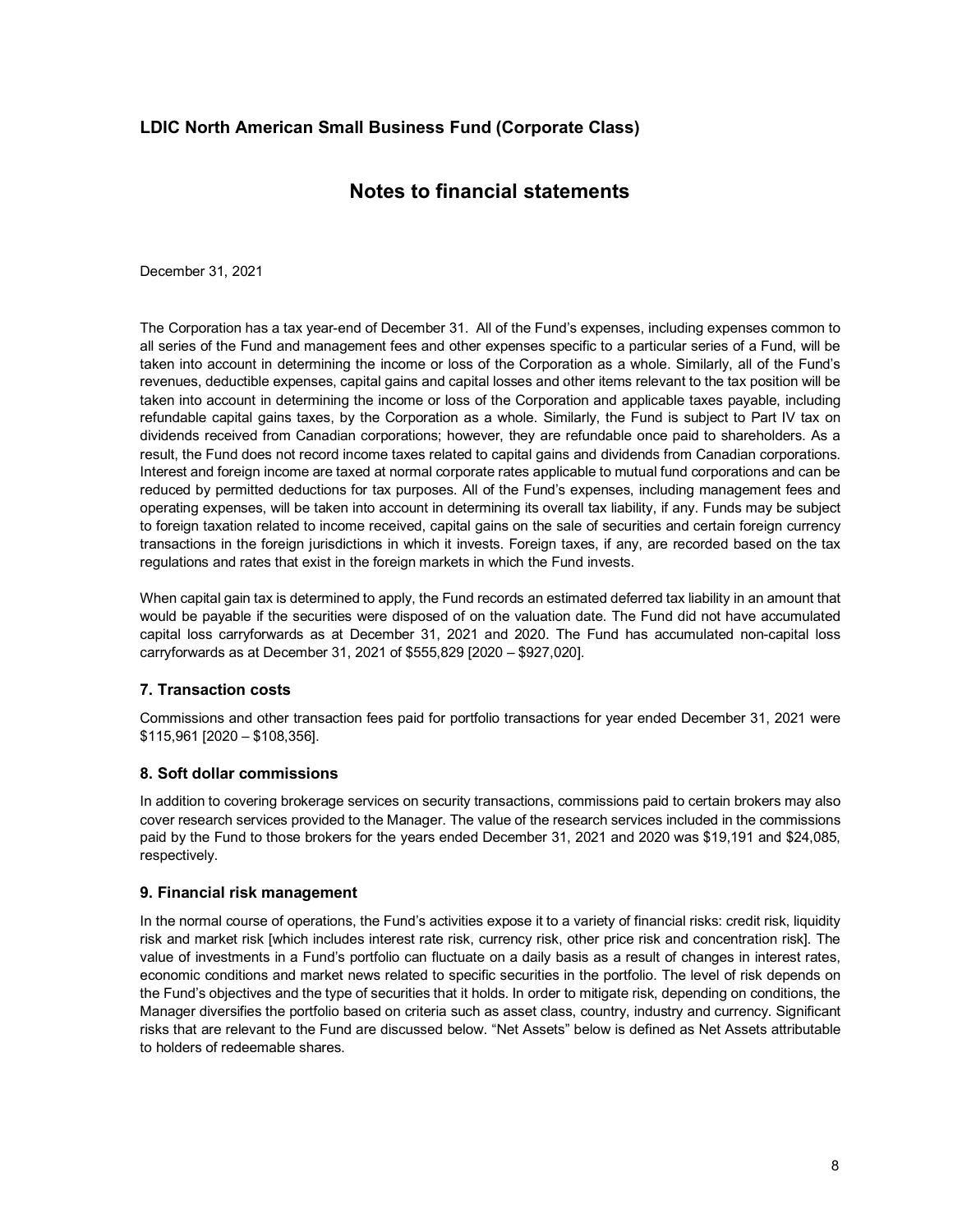## LDIC North American Small Business Fund (Corporate Class)

# Notes to financial statements

December 31, 2021

The Corporation has a tax year-end of December 31. All of the Fund's expenses, including expenses common to all series of the Fund and management fees and other expenses specific to a particular series of a Fund, will be taken into account in determining the income or loss of the Corporation as a whole. Similarly, all of the Fund's revenues, deductible expenses, capital gains and capital losses and other items relevant to the tax position will be taken into account in determining the income or loss of the Corporation and applicable taxes payable, including refundable capital gains taxes, by the Corporation as a whole. Similarly, the Fund is subject to Part IV tax on dividends received from Canadian corporations; however, they are refundable once paid to shareholders. As a result, the Fund does not record income taxes related to capital gains and dividends from Canadian corporations. Interest and foreign income are taxed at normal corporate rates applicable to mutual fund corporations and can be reduced by permitted deductions for tax purposes. All of the Fund's expenses, including management fees and operating expenses, will be taken into account in determining its overall tax liability, if any. Funds may be subject to foreign taxation related to income received, capital gains on the sale of securities and certain foreign currency transactions in the foreign jurisdictions in which it invests. Foreign taxes, if any, are recorded based on the tax regulations and rates that exist in the foreign markets in which the Fund invests.

When capital gain tax is determined to apply, the Fund records an estimated deferred tax liability in an amount that would be payable if the securities were disposed of on the valuation date. The Fund did not have accumulated capital loss carryforwards as at December 31, 2021 and 2020. The Fund has accumulated non-capital loss carryforwards as at December 31, 2021 of $555,829 [2020 – $927,020].

### 7. Transaction costs

Commissions and other transaction fees paid for portfolio transactions for year ended December 31, 2021 were $115,961 [2020 – $108,356].

### 8. Soft dollar commissions

In addition to covering brokerage services on security transactions, commissions paid to certain brokers may also cover research services provided to the Manager. The value of the research services included in the commissions paid by the Fund to those brokers for the years ended December 31, 2021 and 2020 was $19,191 and $24,085, respectively.

### 9. Financial risk management

In the normal course of operations, the Fund's activities expose it to a variety of financial risks: credit risk, liquidity risk and market risk [which includes interest rate risk, currency risk, other price risk and concentration risk]. The value of investments in a Fund's portfolio can fluctuate on a daily basis as a result of changes in interest rates, economic conditions and market news related to specific securities in the portfolio. The level of risk depends on the Fund's objectives and the type of securities that it holds. In order to mitigate risk, depending on conditions, the Manager diversifies the portfolio based on criteria such as asset class, country, industry and currency. Significant risks that are relevant to the Fund are discussed below. "Net Assets" below is defined as Net Assets attributable to holders of redeemable shares.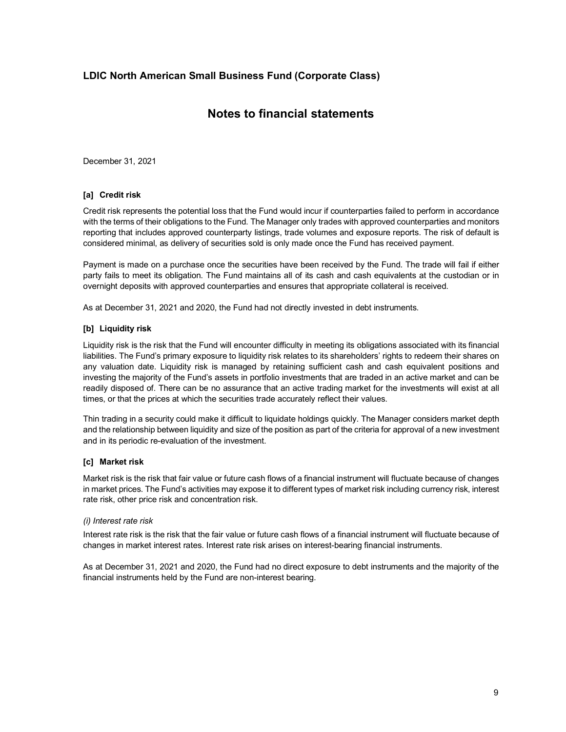# LDIC North American Small Business Fund (Corporate Class)

## Notes to financial statements

December 31, 2021

### [a] Credit risk

Credit risk represents the potential loss that the Fund would incur if counterparties failed to perform in accordance with the terms of their obligations to the Fund. The Manager only trades with approved counterparties and monitors reporting that includes approved counterparty listings, trade volumes and exposure reports. The risk of default is considered minimal, as delivery of securities sold is only made once the Fund has received payment.

Payment is made on a purchase once the securities have been received by the Fund. The trade will fail if either party fails to meet its obligation. The Fund maintains all of its cash and cash equivalents at the custodian or in overnight deposits with approved counterparties and ensures that appropriate collateral is received.

As at December 31, 2021 and 2020, the Fund had not directly invested in debt instruments.

### [b] Liquidity risk

Liquidity risk is the risk that the Fund will encounter difficulty in meeting its obligations associated with its financial liabilities. The Fund's primary exposure to liquidity risk relates to its shareholders' rights to redeem their shares on any valuation date. Liquidity risk is managed by retaining sufficient cash and cash equivalent positions and investing the majority of the Fund's assets in portfolio investments that are traded in an active market and can be readily disposed of. There can be no assurance that an active trading market for the investments will exist at all times, or that the prices at which the securities trade accurately reflect their values.

Thin trading in a security could make it difficult to liquidate holdings quickly. The Manager considers market depth and the relationship between liquidity and size of the position as part of the criteria for approval of a new investment and in its periodic re-evaluation of the investment.

### [c] Market risk

Market risk is the risk that fair value or future cash flows of a financial instrument will fluctuate because of changes in market prices. The Fund's activities may expose it to different types of market risk including currency risk, interest rate risk, other price risk and concentration risk.

*(i) Interest rate risk*

Interest rate risk is the risk that the fair value or future cash flows of a financial instrument will fluctuate because of changes in market interest rates. Interest rate risk arises on interest-bearing financial instruments.

As at December 31, 2021 and 2020, the Fund had no direct exposure to debt instruments and the majority of the financial instruments held by the Fund are non-interest bearing.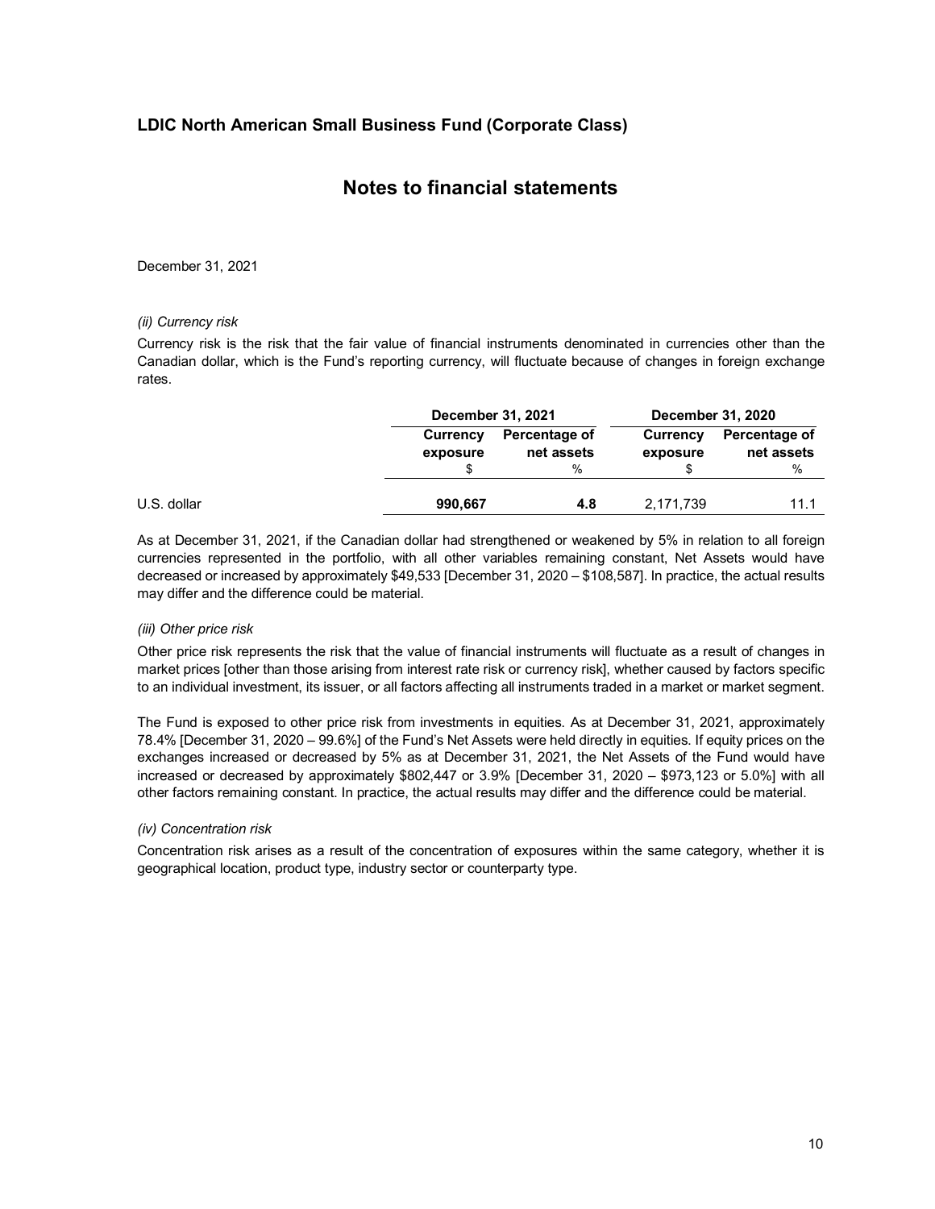## LDIC North American Small Business Fund (Corporate Class)

# Notes to financial statements

December 31, 2021

*(ii) Currency risk*

Currency risk is the risk that the fair value of financial instruments denominated in currencies other than the Canadian dollar, which is the Fund's reporting currency, will fluctuate because of changes in foreign exchange rates.

| | December 31, 2021 | | December 31, 2020 | |
|---|---|---|---|---|
| | Currency exposure | Percentage of net assets | Currency exposure | Percentage of net assets |
| | $ | % | $ | % |
| U.S. dollar | **990,667** | **4.8** | 2,171,739 | 11.1 |

As at December 31, 2021, if the Canadian dollar had strengthened or weakened by 5% in relation to all foreign currencies represented in the portfolio, with all other variables remaining constant, Net Assets would have decreased or increased by approximately $49,533 [December 31, 2020 – $108,587]. In practice, the actual results may differ and the difference could be material.

*(iii) Other price risk*

Other price risk represents the risk that the value of financial instruments will fluctuate as a result of changes in market prices [other than those arising from interest rate risk or currency risk], whether caused by factors specific to an individual investment, its issuer, or all factors affecting all instruments traded in a market or market segment.

The Fund is exposed to other price risk from investments in equities. As at December 31, 2021, approximately 78.4% [December 31, 2020 – 99.6%] of the Fund's Net Assets were held directly in equities. If equity prices on the exchanges increased or decreased by 5% as at December 31, 2021, the Net Assets of the Fund would have increased or decreased by approximately $802,447 or 3.9% [December 31, 2020 – $973,123 or 5.0%] with all other factors remaining constant. In practice, the actual results may differ and the difference could be material.

*(iv) Concentration risk*

Concentration risk arises as a result of the concentration of exposures within the same category, whether it is geographical location, product type, industry sector or counterparty type.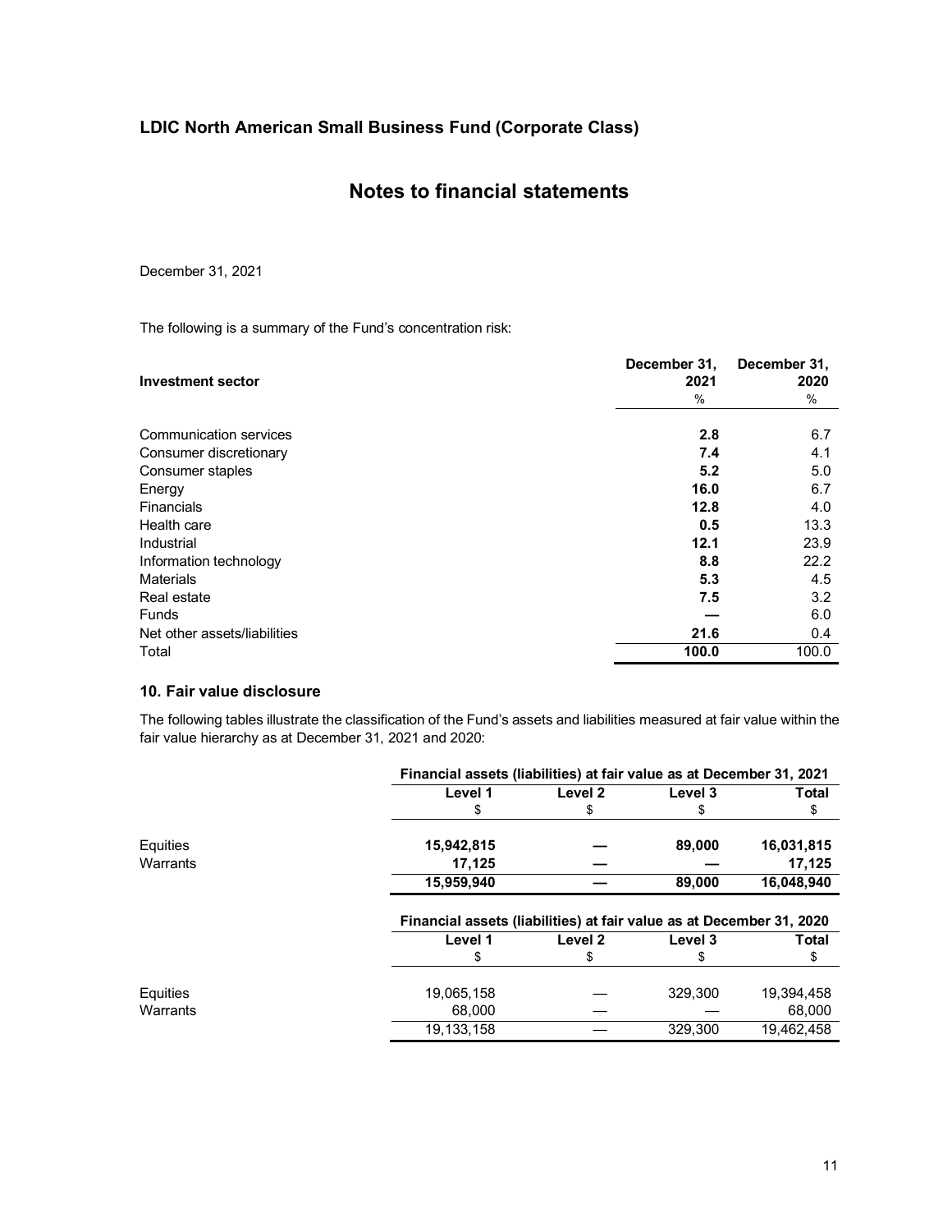## LDIC North American Small Business Fund (Corporate Class)

# Notes to financial statements

December 31, 2021

The following is a summary of the Fund's concentration risk:

| Investment sector | December 31, 2021 | December 31, 2020 |
|---|---|---|
| | % | % |
| Communication services | **2.8** | 6.7 |
| Consumer discretionary | **7.4** | 4.1 |
| Consumer staples | **5.2** | 5.0 |
| Energy | **16.0** | 6.7 |
| Financials | **12.8** | 4.0 |
| Health care | **0.5** | 13.3 |
| Industrial | **12.1** | 23.9 |
| Information technology | **8.8** | 22.2 |
| Materials | **5.3** | 4.5 |
| Real estate | **7.5** | 3.2 |
| Funds | **—** | 6.0 |
| Net other assets/liabilities | **21.6** | 0.4 |
| Total | **100.0** | 100.0 |

### 10. Fair value disclosure

The following tables illustrate the classification of the Fund's assets and liabilities measured at fair value within the fair value hierarchy as at December 31, 2021 and 2020:

| | Financial assets (liabilities) at fair value as at December 31, 2021 | | | |
|---|---|---|---|---|
| | Level 1 | Level 2 | Level 3 | Total |
| | $ | $ | $ | $ |
| Equities | **15,942,815** | **—** | **89,000** | **16,031,815** |
| Warrants | **17,125** | **—** | **—** | **17,125** |
| | **15,959,940** | **—** | **89,000** | **16,048,940** |

| | Financial assets (liabilities) at fair value as at December 31, 2020 | | | |
|---|---|---|---|---|
| | Level 1 | Level 2 | Level 3 | Total |
| | $ | $ | $ | $ |
| Equities | 19,065,158 | — | 329,300 | 19,394,458 |
| Warrants | 68,000 | — | — | 68,000 |
| | 19,133,158 | — | 329,300 | 19,462,458 |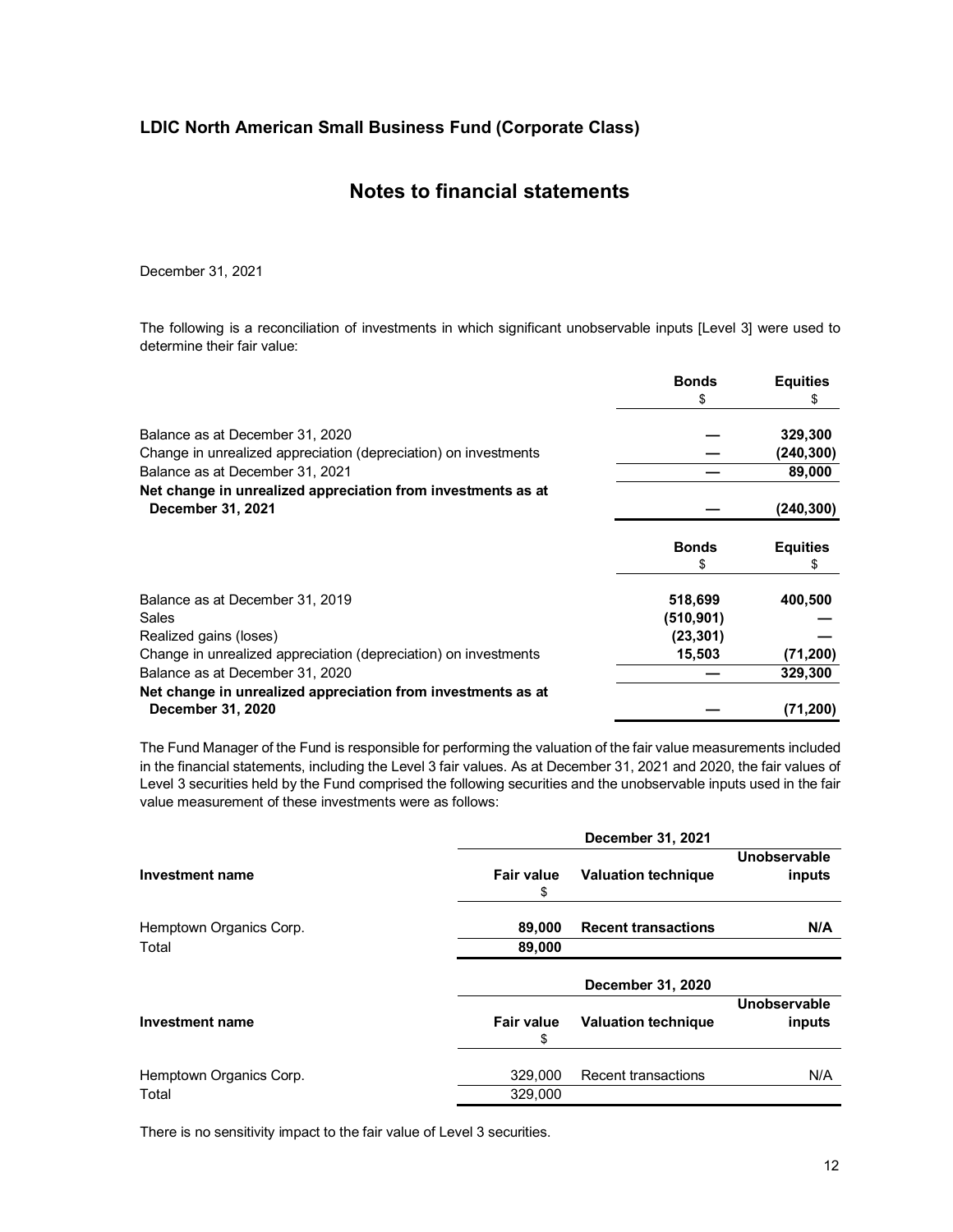## LDIC North American Small Business Fund (Corporate Class)

# Notes to financial statements

December 31, 2021

The following is a reconciliation of investments in which significant unobservable inputs [Level 3] were used to determine their fair value:

| | Bonds<br>$ | Equities<br>$ |
|---|---|---|
| Balance as at December 31, 2020 | — | 329,300 |
| Change in unrealized appreciation (depreciation) on investments | — | (240,300) |
| Balance as at December 31, 2021 | — | 89,000 |
| **Net change in unrealized appreciation from investments as at December 31, 2021** | — | (240,300) |

| | Bonds<br>$ | Equities<br>$ |
|---|---|---|
| Balance as at December 31, 2019 | 518,699 | 400,500 |
| Sales | (510,901) | — |
| Realized gains (loses) | (23,301) | — |
| Change in unrealized appreciation (depreciation) on investments | 15,503 | (71,200) |
| Balance as at December 31, 2020 | — | 329,300 |
| **Net change in unrealized appreciation from investments as at December 31, 2020** | — | (71,200) |

The Fund Manager of the Fund is responsible for performing the valuation of the fair value measurements included in the financial statements, including the Level 3 fair values. As at December 31, 2021 and 2020, the fair values of Level 3 securities held by the Fund comprised the following securities and the unobservable inputs used in the fair value measurement of these investments were as follows:

| | December 31, 2021 | | |
|---|---|---|---|
| **Investment name** | **Fair value**<br>$ | **Valuation technique** | **Unobservable inputs** |
| Hemptown Organics Corp. | **89,000** | **Recent transactions** | **N/A** |
| Total | **89,000** | | |

| | December 31, 2020 | | |
|---|---|---|---|
| **Investment name** | **Fair value**<br>$ | **Valuation technique** | **Unobservable inputs** |
| Hemptown Organics Corp. | 329,000 | Recent transactions | N/A |
| Total | 329,000 | | |

There is no sensitivity impact to the fair value of Level 3 securities.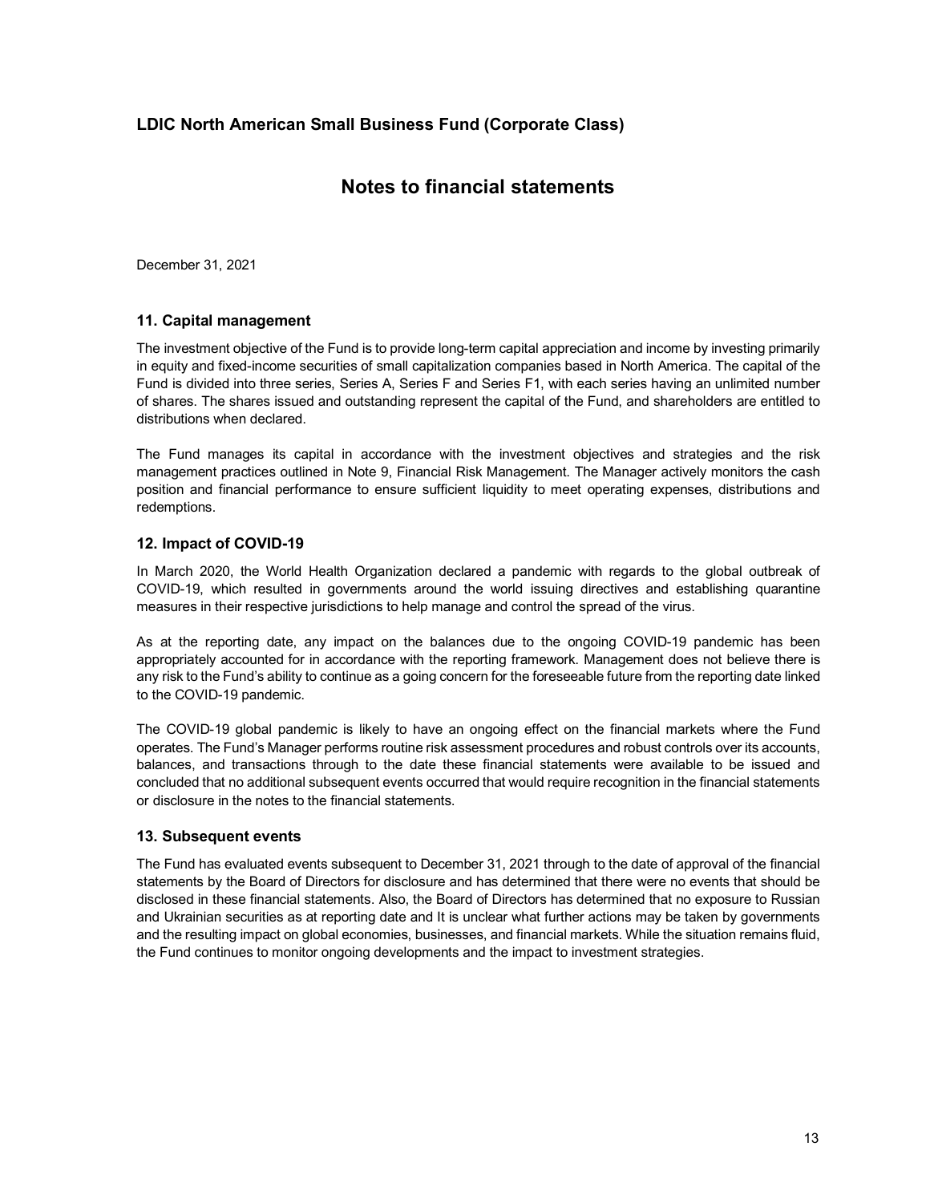## LDIC North American Small Business Fund (Corporate Class)

# Notes to financial statements

December 31, 2021

### 11. Capital management

The investment objective of the Fund is to provide long-term capital appreciation and income by investing primarily in equity and fixed-income securities of small capitalization companies based in North America. The capital of the Fund is divided into three series, Series A, Series F and Series F1, with each series having an unlimited number of shares. The shares issued and outstanding represent the capital of the Fund, and shareholders are entitled to distributions when declared.

The Fund manages its capital in accordance with the investment objectives and strategies and the risk management practices outlined in Note 9, Financial Risk Management. The Manager actively monitors the cash position and financial performance to ensure sufficient liquidity to meet operating expenses, distributions and redemptions.

### 12. Impact of COVID-19

In March 2020, the World Health Organization declared a pandemic with regards to the global outbreak of COVID-19, which resulted in governments around the world issuing directives and establishing quarantine measures in their respective jurisdictions to help manage and control the spread of the virus.

As at the reporting date, any impact on the balances due to the ongoing COVID-19 pandemic has been appropriately accounted for in accordance with the reporting framework. Management does not believe there is any risk to the Fund's ability to continue as a going concern for the foreseeable future from the reporting date linked to the COVID-19 pandemic.

The COVID-19 global pandemic is likely to have an ongoing effect on the financial markets where the Fund operates. The Fund's Manager performs routine risk assessment procedures and robust controls over its accounts, balances, and transactions through to the date these financial statements were available to be issued and concluded that no additional subsequent events occurred that would require recognition in the financial statements or disclosure in the notes to the financial statements.

### 13. Subsequent events

The Fund has evaluated events subsequent to December 31, 2021 through to the date of approval of the financial statements by the Board of Directors for disclosure and has determined that there were no events that should be disclosed in these financial statements. Also, the Board of Directors has determined that no exposure to Russian and Ukrainian securities as at reporting date and It is unclear what further actions may be taken by governments and the resulting impact on global economies, businesses, and financial markets. While the situation remains fluid, the Fund continues to monitor ongoing developments and the impact to investment strategies.